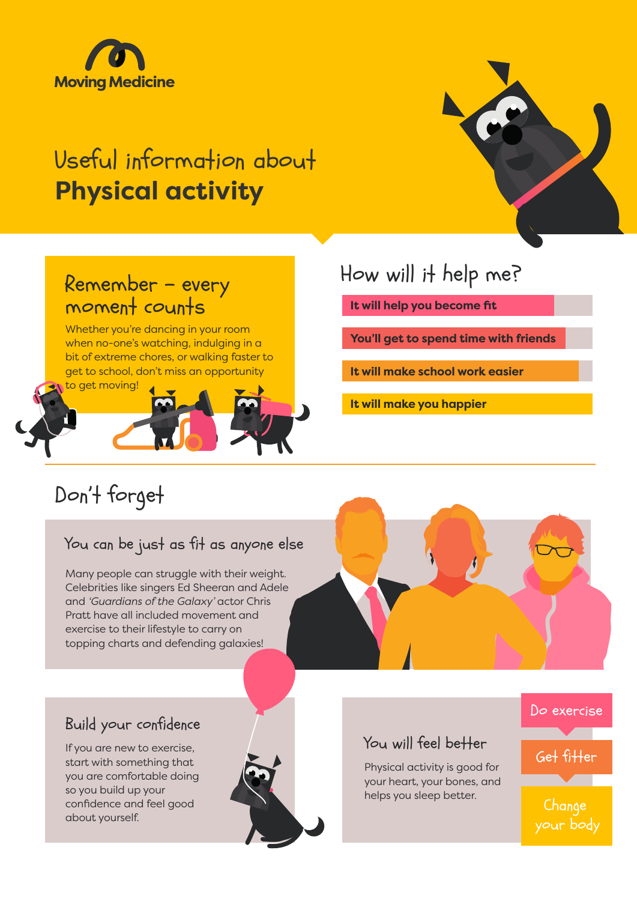Moving Medicine

# Useful information about **Physical activity**

## Remember – every moment counts

Whether you're dancing in your room when no-one's watching, indulging in a bit of extreme chores, or walking faster to get to school, don't miss an opportunity to get moving!

## How will it help me?

- **It will help you become fit**
- **You'll get to spend time with friends**
- **It will make school work easier**
- **It will make you happier**

## Don't forget

### You can be just as fit as anyone else

Many people can struggle with their weight. Celebrities like singers Ed Sheeran and Adele and *'Guardians of the Galaxy'* actor Chris Pratt have all included movement and exercise to their lifestyle to carry on topping charts and defending galaxies!

### Build your confidence

If you are new to exercise, start with something that you are comfortable doing so you build up your confidence and feel good about yourself.

### You will feel better

Physical activity is good for your heart, your bones, and helps you sleep better.

- Do exercise
- Get fitter
- Change your body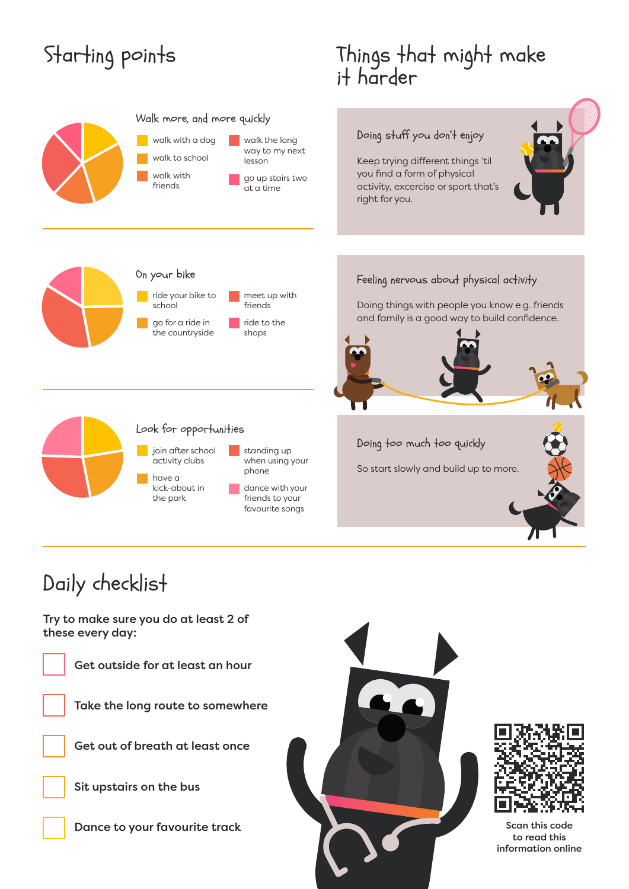## Starting points

### Walk more, and more quickly

- walk with a dog
- walk to school
- walk with friends
- walk the long way to my next lesson
- go up stairs two at a time

### On your bike

- ride your bike to school
- go for a ride in the countryside
- meet up with friends
- ride to the shops

### Look for opportunities

- join after school activity clubs
- have a kick-about in the park
- standing up when using your phone
- dance with your friends to your favourite songs

## Things that might make it harder

### Doing stuff you don't enjoy

Keep trying different things 'til you find a form of physical activity, excercise or sport that's right for you.

### Feeling nervous about physical activity

Doing things with people you know e.g. friends and family is a good way to build confidence.

### Doing too much too quickly

So start slowly and build up to more.

## Daily checklist

**Try to make sure you do at least 2 of these every day:**

- [ ] **Get outside for at least an hour**
- [ ] **Take the long route to somewhere**
- [ ] **Get out of breath at least once**
- [ ] **Sit upstairs on the bus**
- [ ] **Dance to your favourite track**

Scan this code to read this information online